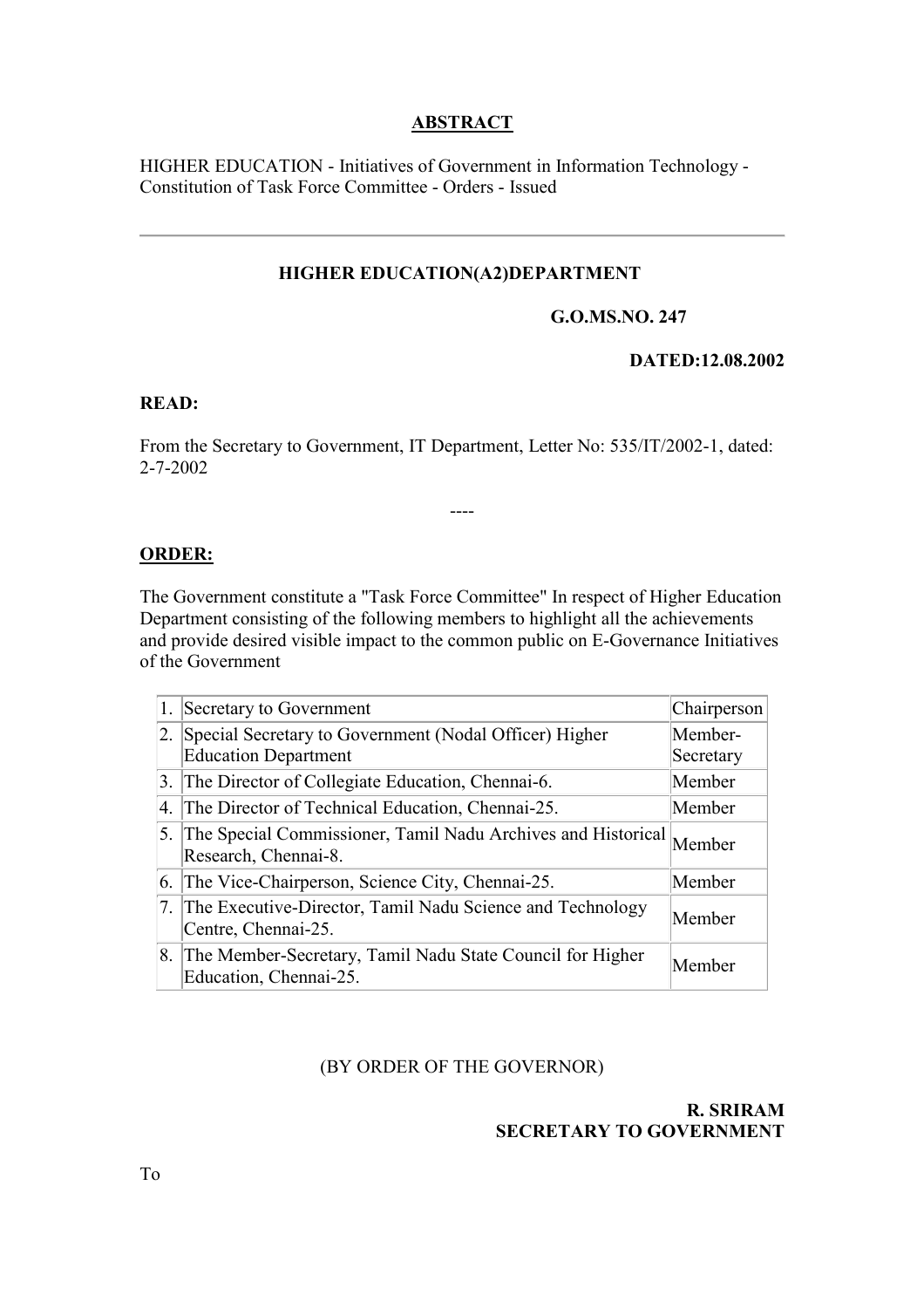## ABSTRACT

HIGHER EDUCATION - Initiatives of Government in Information Technology - Constitution of Task Force Committee - Orders - Issued

---

**HIGHER EDUCATION(A2)DEPARTMENT**

**G.O.MS.NO. 247**

**DATED:12.08.2002**

**READ:**

From the Secretary to Government, IT Department, Letter No: 535/IT/2002-1, dated: 2-7-2002

----

**ORDER:**

The Government constitute a "Task Force Committee" In respect of Higher Education Department consisting of the following members to highlight all the achievements and provide desired visible impact to the common public on E-Governance Initiatives of the Government

| | | |
|---|---|---|
| 1. | Secretary to Government | Chairperson |
| 2. | Special Secretary to Government (Nodal Officer) Higher Education Department | Member-Secretary |
| 3. | The Director of Collegiate Education, Chennai-6. | Member |
| 4. | The Director of Technical Education, Chennai-25. | Member |
| 5. | The Special Commissioner, Tamil Nadu Archives and Historical Research, Chennai-8. | Member |
| 6. | The Vice-Chairperson, Science City, Chennai-25. | Member |
| 7. | The Executive-Director, Tamil Nadu Science and Technology Centre, Chennai-25. | Member |
| 8. | The Member-Secretary, Tamil Nadu State Council for Higher Education, Chennai-25. | Member |

(BY ORDER OF THE GOVERNOR)

**R. SRIRAM**
**SECRETARY TO GOVERNMENT**

To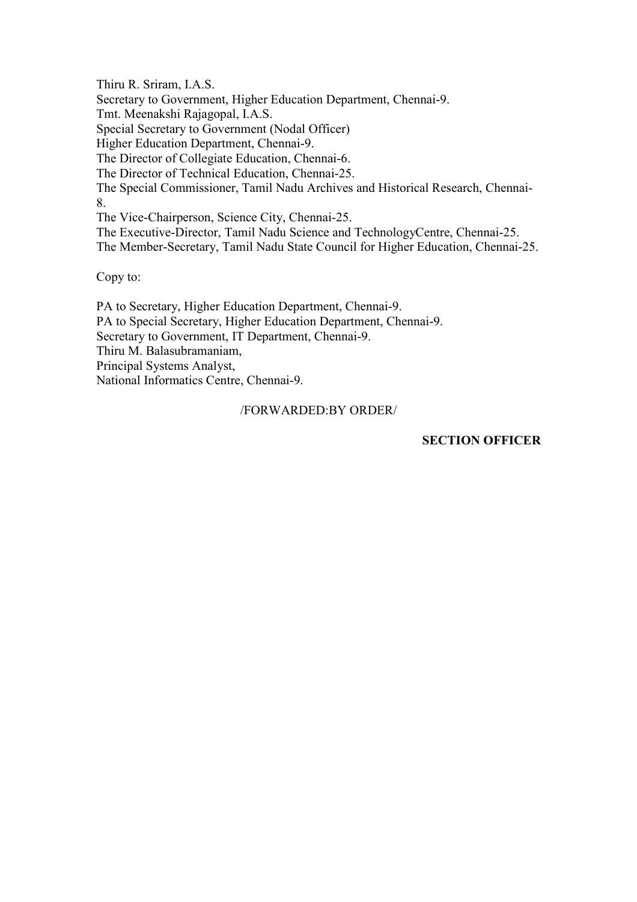Thiru R. Sriram, I.A.S.
Secretary to Government, Higher Education Department, Chennai-9.
Tmt. Meenakshi Rajagopal, I.A.S.
Special Secretary to Government (Nodal Officer)
Higher Education Department, Chennai-9.
The Director of Collegiate Education, Chennai-6.
The Director of Technical Education, Chennai-25.
The Special Commissioner, Tamil Nadu Archives and Historical Research, Chennai-8.
The Vice-Chairperson, Science City, Chennai-25.
The Executive-Director, Tamil Nadu Science and TechnologyCentre, Chennai-25.
The Member-Secretary, Tamil Nadu State Council for Higher Education, Chennai-25.

Copy to:

PA to Secretary, Higher Education Department, Chennai-9.
PA to Special Secretary, Higher Education Department, Chennai-9.
Secretary to Government, IT Department, Chennai-9.
Thiru M. Balasubramaniam,
Principal Systems Analyst,
National Informatics Centre, Chennai-9.

/FORWARDED:BY ORDER/

**SECTION OFFICER**